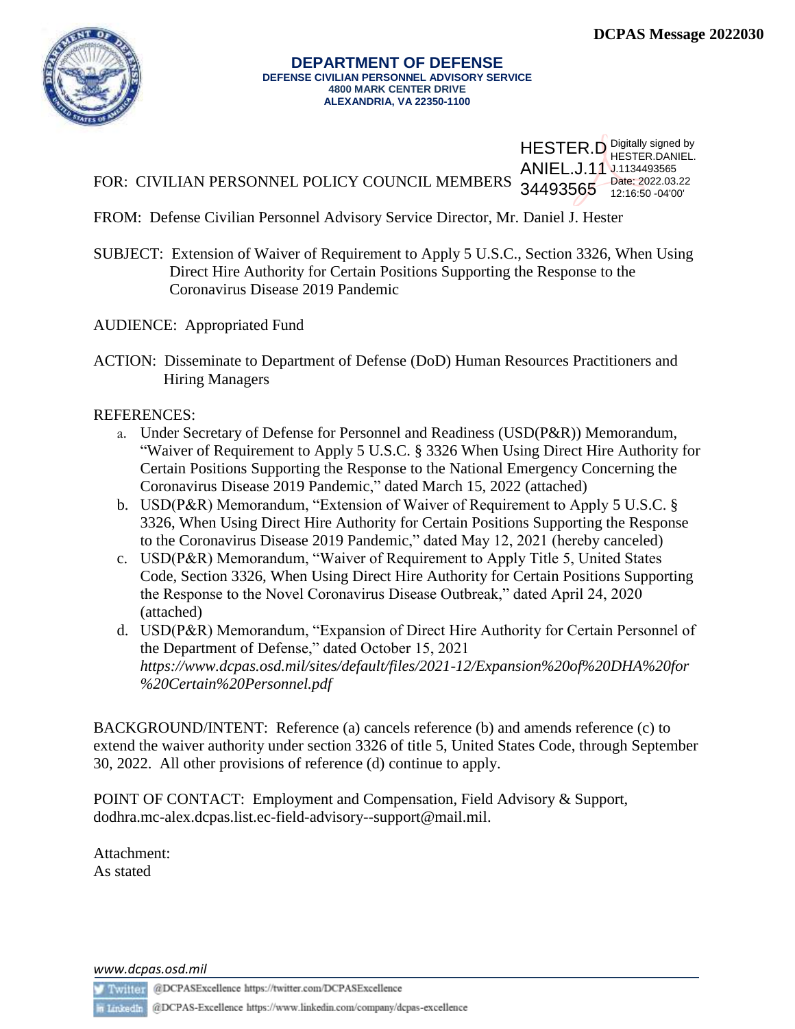**DCPAS Message 2022030**

**DEPARTMENT OF DEFENSE**
**DEFENSE CIVILIAN PERSONNEL ADVISORY SERVICE**
**4800 MARK CENTER DRIVE**
**ALEXANDRIA, VA 22350-1100**

HESTER.DANIEL.J.1134493565 Digitally signed by HESTER.DANIEL.J.1134493565 Date: 2022.03.22 12:16:50 -04'00'

FOR: CIVILIAN PERSONNEL POLICY COUNCIL MEMBERS

FROM: Defense Civilian Personnel Advisory Service Director, Mr. Daniel J. Hester

SUBJECT: Extension of Waiver of Requirement to Apply 5 U.S.C., Section 3326, When Using Direct Hire Authority for Certain Positions Supporting the Response to the Coronavirus Disease 2019 Pandemic

AUDIENCE: Appropriated Fund

ACTION: Disseminate to Department of Defense (DoD) Human Resources Practitioners and Hiring Managers

REFERENCES:

a. Under Secretary of Defense for Personnel and Readiness (USD(P&R)) Memorandum, "Waiver of Requirement to Apply 5 U.S.C. § 3326 When Using Direct Hire Authority for Certain Positions Supporting the Response to the National Emergency Concerning the Coronavirus Disease 2019 Pandemic," dated March 15, 2022 (attached)
b. USD(P&R) Memorandum, "Extension of Waiver of Requirement to Apply 5 U.S.C. § 3326, When Using Direct Hire Authority for Certain Positions Supporting the Response to the Coronavirus Disease 2019 Pandemic," dated May 12, 2021 (hereby canceled)
c. USD(P&R) Memorandum, "Waiver of Requirement to Apply Title 5, United States Code, Section 3326, When Using Direct Hire Authority for Certain Positions Supporting the Response to the Novel Coronavirus Disease Outbreak," dated April 24, 2020 (attached)
d. USD(P&R) Memorandum, "Expansion of Direct Hire Authority for Certain Personnel of the Department of Defense," dated October 15, 2021 *https://www.dcpas.osd.mil/sites/default/files/2021-12/Expansion%20of%20DHA%20for%20Certain%20Personnel.pdf*

BACKGROUND/INTENT: Reference (a) cancels reference (b) and amends reference (c) to extend the waiver authority under section 3326 of title 5, United States Code, through September 30, 2022. All other provisions of reference (d) continue to apply.

POINT OF CONTACT: Employment and Compensation, Field Advisory & Support, dodhra.mc-alex.dcpas.list.ec-field-advisory--support@mail.mil.

Attachment:
As stated

*www.dcpas.osd.mil*

Twitter @DCPASExcellence https://twitter.com/DCPASExcellence

LinkedIn @DCPAS-Excellence https://www.linkedin.com/company/dcpas-excellence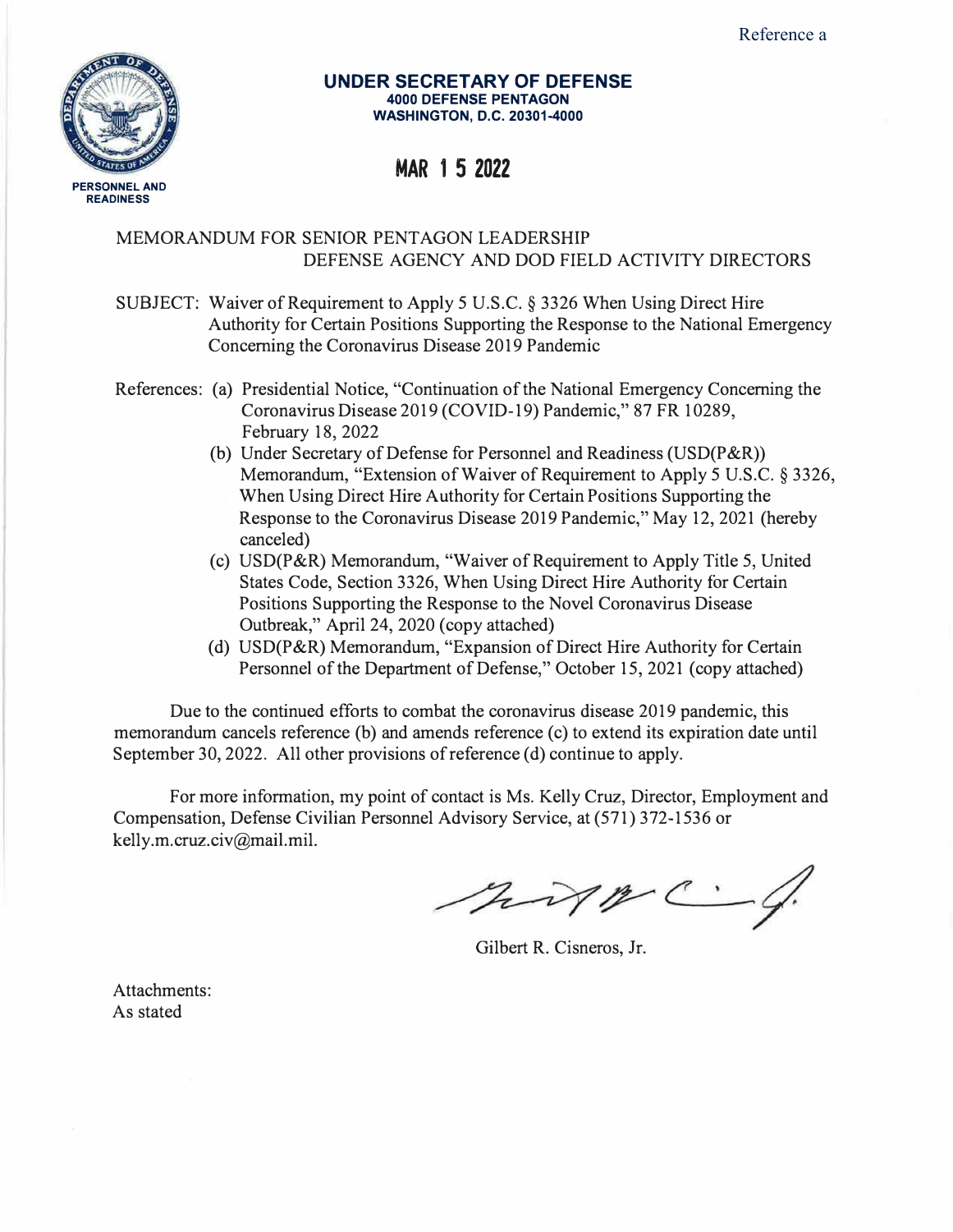Reference a

PERSONNEL AND READINESS

**UNDER SECRETARY OF DEFENSE**
**4000 DEFENSE PENTAGON**
**WASHINGTON, D.C. 20301-4000**

**MAR 1 5 2022**

MEMORANDUM FOR SENIOR PENTAGON LEADERSHIP
DEFENSE AGENCY AND DOD FIELD ACTIVITY DIRECTORS

SUBJECT: Waiver of Requirement to Apply 5 U.S.C. § 3326 When Using Direct Hire Authority for Certain Positions Supporting the Response to the National Emergency Concerning the Coronavirus Disease 2019 Pandemic

References: (a) Presidential Notice, "Continuation of the National Emergency Concerning the Coronavirus Disease 2019 (COVID-19) Pandemic," 87 FR 10289, February 18, 2022
(b) Under Secretary of Defense for Personnel and Readiness (USD(P&R)) Memorandum, "Extension of Waiver of Requirement to Apply 5 U.S.C. § 3326, When Using Direct Hire Authority for Certain Positions Supporting the Response to the Coronavirus Disease 2019 Pandemic," May 12, 2021 (hereby canceled)
(c) USD(P&R) Memorandum, "Waiver of Requirement to Apply Title 5, United States Code, Section 3326, When Using Direct Hire Authority for Certain Positions Supporting the Response to the Novel Coronavirus Disease Outbreak," April 24, 2020 (copy attached)
(d) USD(P&R) Memorandum, "Expansion of Direct Hire Authority for Certain Personnel of the Department of Defense," October 15, 2021 (copy attached)

Due to the continued efforts to combat the coronavirus disease 2019 pandemic, this memorandum cancels reference (b) and amends reference (c) to extend its expiration date until September 30, 2022. All other provisions of reference (d) continue to apply.

For more information, my point of contact is Ms. Kelly Cruz, Director, Employment and Compensation, Defense Civilian Personnel Advisory Service, at (571) 372-1536 or kelly.m.cruz.civ@mail.mil.

Gilbert R. Cisneros, Jr.

Attachments:
As stated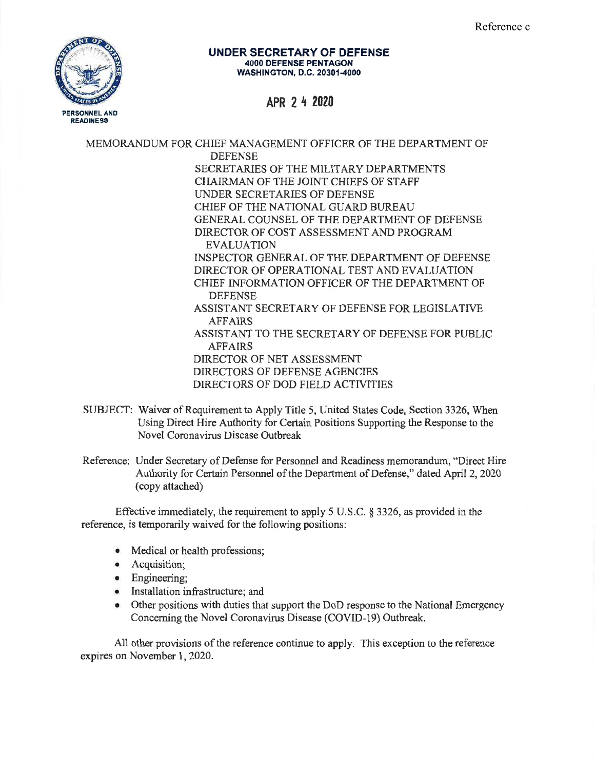Reference c

**UNDER SECRETARY OF DEFENSE**
**4000 DEFENSE PENTAGON**
**WASHINGTON, D.C. 20301-4000**

**PERSONNEL AND READINESS**

**APR 2 4 2020**

MEMORANDUM FOR CHIEF MANAGEMENT OFFICER OF THE DEPARTMENT OF DEFENSE
SECRETARIES OF THE MILITARY DEPARTMENTS
CHAIRMAN OF THE JOINT CHIEFS OF STAFF
UNDER SECRETARIES OF DEFENSE
CHIEF OF THE NATIONAL GUARD BUREAU
GENERAL COUNSEL OF THE DEPARTMENT OF DEFENSE
DIRECTOR OF COST ASSESSMENT AND PROGRAM EVALUATION
INSPECTOR GENERAL OF THE DEPARTMENT OF DEFENSE
DIRECTOR OF OPERATIONAL TEST AND EVALUATION
CHIEF INFORMATION OFFICER OF THE DEPARTMENT OF DEFENSE
ASSISTANT SECRETARY OF DEFENSE FOR LEGISLATIVE AFFAIRS
ASSISTANT TO THE SECRETARY OF DEFENSE FOR PUBLIC AFFAIRS
DIRECTOR OF NET ASSESSMENT
DIRECTORS OF DEFENSE AGENCIES
DIRECTORS OF DOD FIELD ACTIVITIES

SUBJECT: Waiver of Requirement to Apply Title 5, United States Code, Section 3326, When Using Direct Hire Authority for Certain Positions Supporting the Response to the Novel Coronavirus Disease Outbreak

Reference: Under Secretary of Defense for Personnel and Readiness memorandum, "Direct Hire Authority for Certain Personnel of the Department of Defense," dated April 2, 2020 (copy attached)

Effective immediately, the requirement to apply 5 U.S.C. § 3326, as provided in the reference, is temporarily waived for the following positions:

- Medical or health professions;
- Acquisition;
- Engineering;
- Installation infrastructure; and
- Other positions with duties that support the DoD response to the National Emergency Concerning the Novel Coronavirus Disease (COVID-19) Outbreak.

All other provisions of the reference continue to apply. This exception to the reference expires on November 1, 2020.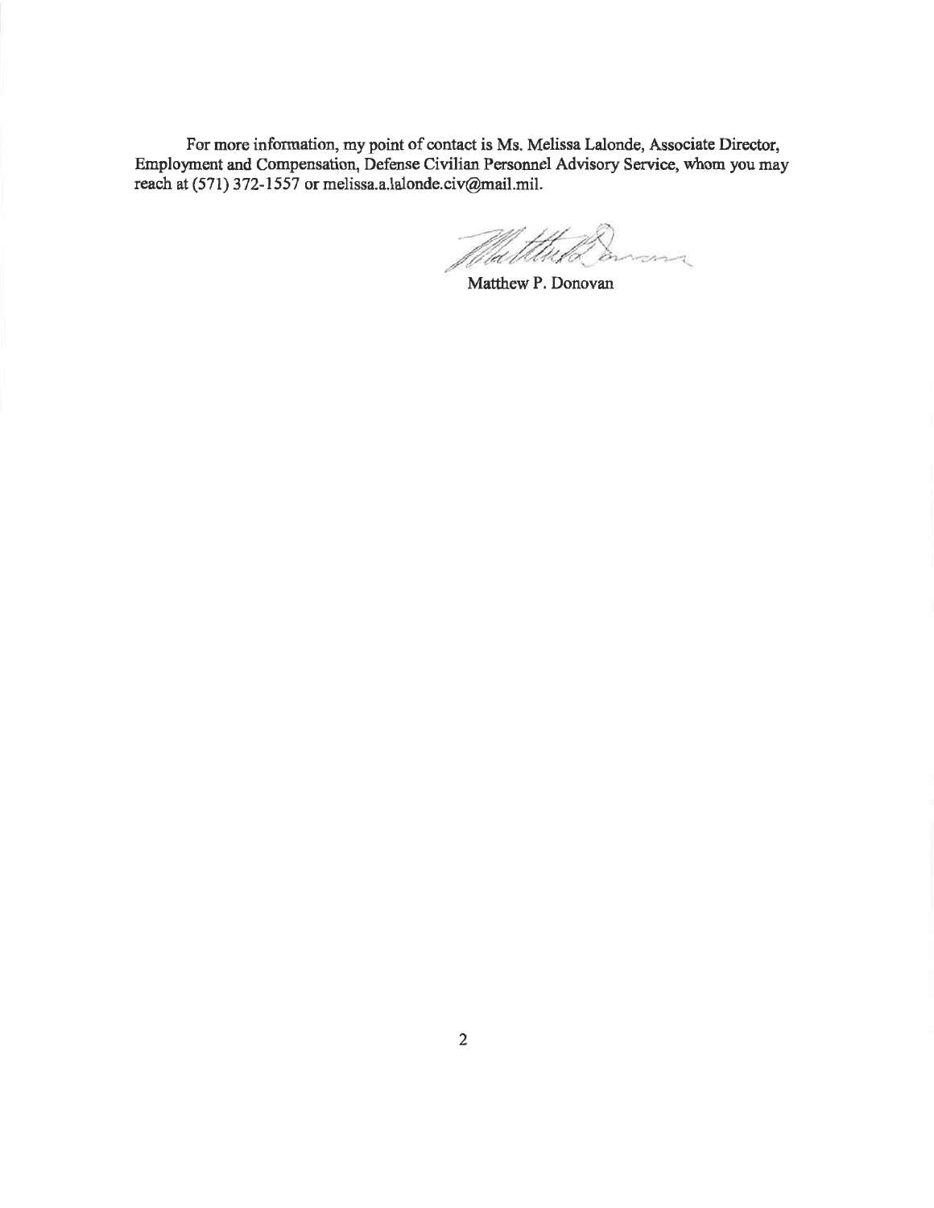For more information, my point of contact is Ms. Melissa Lalonde, Associate Director, Employment and Compensation, Defense Civilian Personnel Advisory Service, whom you may reach at (571) 372-1557 or melissa.a.lalonde.civ@mail.mil.

Matthew P. Donovan